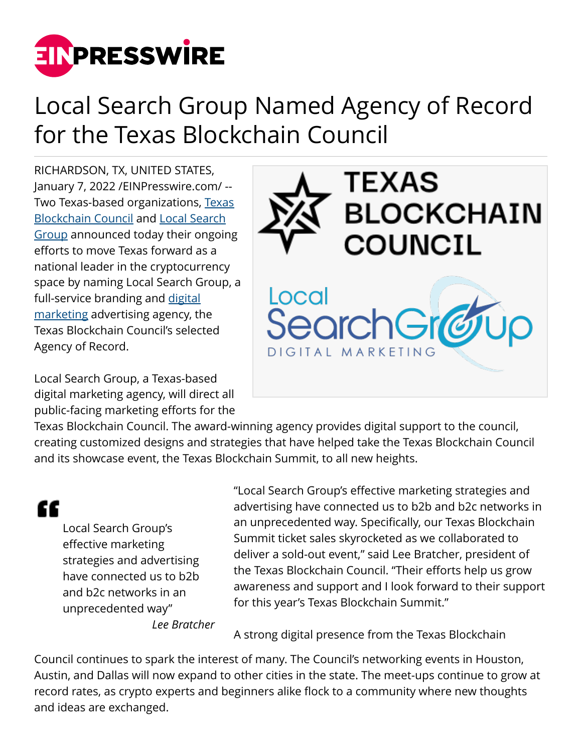# Local Search Group Named Agency of Record for the Texas Blockchain Council

RICHARDSON, TX, UNITED STATES, January 7, 2022 /EINPresswire.com/ -- Two Texas-based organizations, Texas Blockchain Council and Local Search Group announced today their ongoing efforts to move Texas forward as a national leader in the cryptocurrency space by naming Local Search Group, a full-service branding and digital marketing advertising agency, the Texas Blockchain Council's selected Agency of Record.

Local Search Group, a Texas-based digital marketing agency, will direct all public-facing marketing efforts for the Texas Blockchain Council. The award-winning agency provides digital support to the council, creating customized designs and strategies that have helped take the Texas Blockchain Council and its showcase event, the Texas Blockchain Summit, to all new heights.

> Local Search Group's effective marketing strategies and advertising have connected us to b2b and b2c networks in an unprecedented way"
>
> *Lee Bratcher*

"Local Search Group's effective marketing strategies and advertising have connected us to b2b and b2c networks in an unprecedented way. Specifically, our Texas Blockchain Summit ticket sales skyrocketed as we collaborated to deliver a sold-out event," said Lee Bratcher, president of the Texas Blockchain Council. "Their efforts help us grow awareness and support and I look forward to their support for this year's Texas Blockchain Summit."

A strong digital presence from the Texas Blockchain Council continues to spark the interest of many. The Council's networking events in Houston, Austin, and Dallas will now expand to other cities in the state. The meet-ups continue to grow at record rates, as crypto experts and beginners alike flock to a community where new thoughts and ideas are exchanged.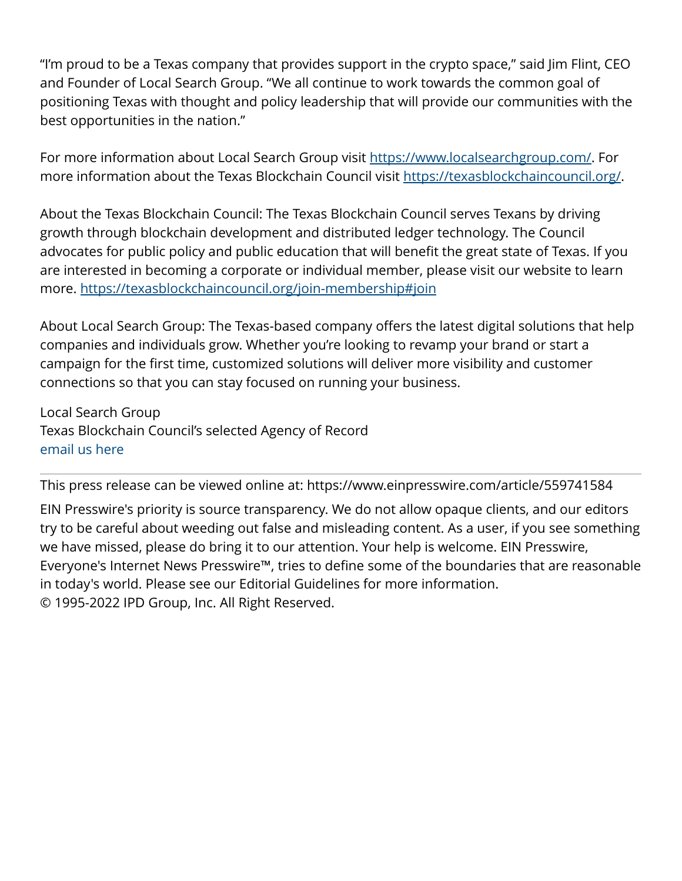“I’m proud to be a Texas company that provides support in the crypto space,” said Jim Flint, CEO and Founder of Local Search Group. “We all continue to work towards the common goal of positioning Texas with thought and policy leadership that will provide our communities with the best opportunities in the nation.”

For more information about Local Search Group visit [https://www.localsearchgroup.com/](https://www.localsearchgroup.com/). For more information about the Texas Blockchain Council visit [https://texasblockchaincouncil.org/](https://texasblockchaincouncil.org/).

About the Texas Blockchain Council: The Texas Blockchain Council serves Texans by driving growth through blockchain development and distributed ledger technology. The Council advocates for public policy and public education that will benefit the great state of Texas. If you are interested in becoming a corporate or individual member, please visit our website to learn more. [https://texasblockchaincouncil.org/join-membership#join](https://texasblockchaincouncil.org/join-membership#join)

About Local Search Group: The Texas-based company offers the latest digital solutions that help companies and individuals grow. Whether you’re looking to revamp your brand or start a campaign for the first time, customized solutions will deliver more visibility and customer connections so that you can stay focused on running your business.

Local Search Group
Texas Blockchain Council’s selected Agency of Record
email us here

---

This press release can be viewed online at: https://www.einpresswire.com/article/559741584

EIN Presswire's priority is source transparency. We do not allow opaque clients, and our editors try to be careful about weeding out false and misleading content. As a user, if you see something we have missed, please do bring it to our attention. Your help is welcome. EIN Presswire, Everyone's Internet News Presswire™, tries to define some of the boundaries that are reasonable in today's world. Please see our Editorial Guidelines for more information.
© 1995-2022 IPD Group, Inc. All Right Reserved.